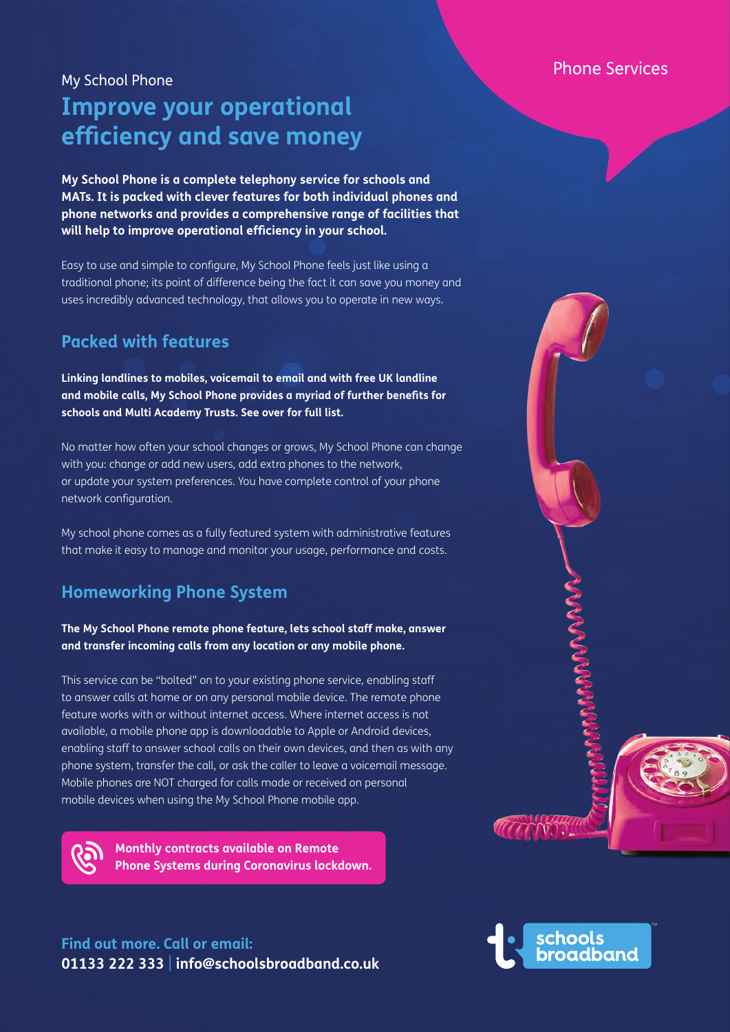Phone Services

My School Phone

# Improve your operational efficiency and save money

**My School Phone is a complete telephony service for schools and MATs. It is packed with clever features for both individual phones and phone networks and provides a comprehensive range of facilities that will help to improve operational efficiency in your school.**

Easy to use and simple to configure, My School Phone feels just like using a traditional phone; its point of difference being the fact it can save you money and uses incredibly advanced technology, that allows you to operate in new ways.

## Packed with features

**Linking landlines to mobiles, voicemail to email and with free UK landline and mobile calls, My School Phone provides a myriad of further benefits for schools and Multi Academy Trusts. See over for full list.**

No matter how often your school changes or grows, My School Phone can change with you: change or add new users, add extra phones to the network, or update your system preferences. You have complete control of your phone network configuration.

My school phone comes as a fully featured system with administrative features that make it easy to manage and monitor your usage, performance and costs.

## Homeworking Phone System

**The My School Phone remote phone feature, lets school staff make, answer and transfer incoming calls from any location or any mobile phone.**

This service can be "bolted" on to your existing phone service, enabling staff to answer calls at home or on any personal mobile device. The remote phone feature works with or without internet access. Where internet access is not available, a mobile phone app is downloadable to Apple or Android devices, enabling staff to answer school calls on their own devices, and then as with any phone system, transfer the call, or ask the caller to leave a voicemail message. Mobile phones are NOT charged for calls made or received on personal mobile devices when using the My School Phone mobile app.

**Monthly contracts available on Remote Phone Systems during Coronavirus lockdown.**

**Find out more. Call or email:**
**01133 222 333 | info@schoolsbroadband.co.uk**

schools broadband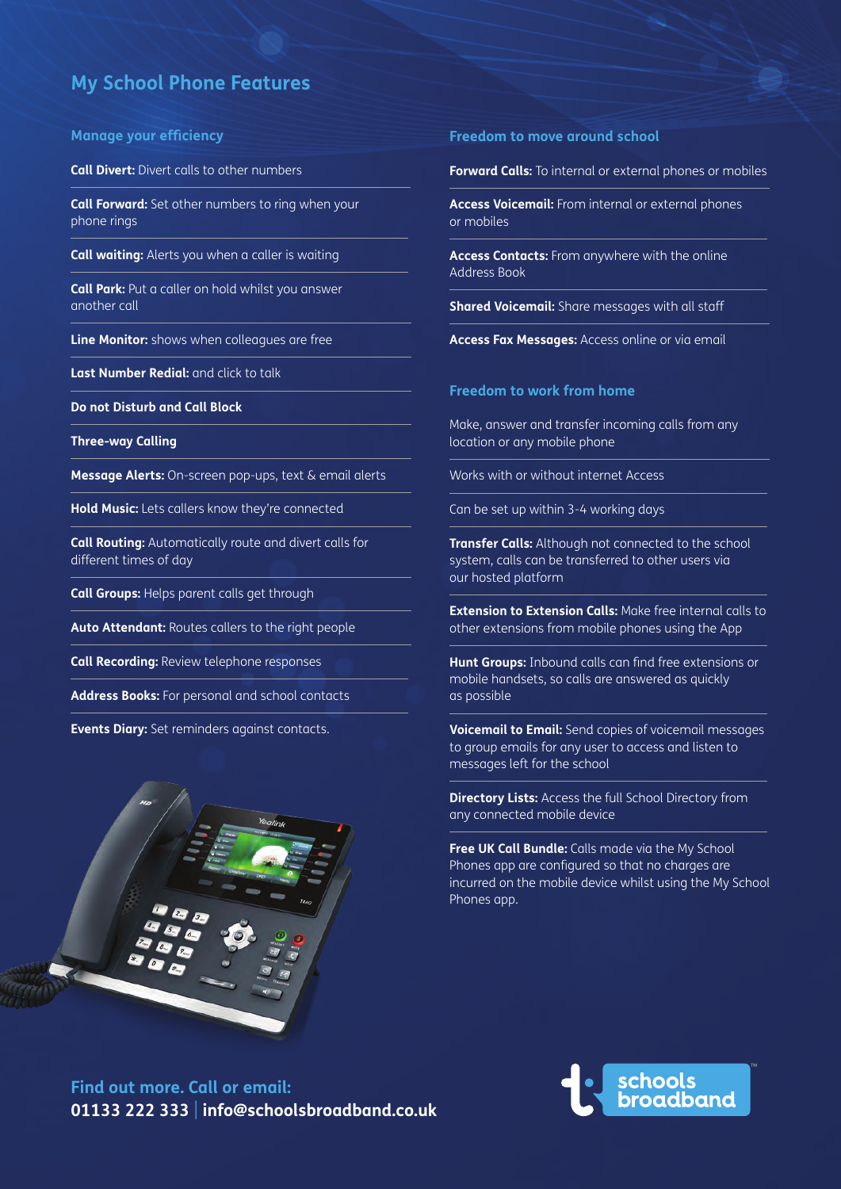# My School Phone Features

## Manage your efficiency

**Call Divert:** Divert calls to other numbers

**Call Forward:** Set other numbers to ring when your phone rings

**Call waiting:** Alerts you when a caller is waiting

**Call Park:** Put a caller on hold whilst you answer another call

**Line Monitor:** shows when colleagues are free

**Last Number Redial:** and click to talk

**Do not Disturb and Call Block**

**Three-way Calling**

**Message Alerts:** On-screen pop-ups, text & email alerts

**Hold Music:** Lets callers know they're connected

**Call Routing:** Automatically route and divert calls for different times of day

**Call Groups:** Helps parent calls get through

**Auto Attendant:** Routes callers to the right people

**Call Recording:** Review telephone responses

**Address Books:** For personal and school contacts

**Events Diary:** Set reminders against contacts.

## Freedom to move around school

**Forward Calls:** To internal or external phones or mobiles

**Access Voicemail:** From internal or external phones or mobiles

**Access Contacts:** From anywhere with the online Address Book

**Shared Voicemail:** Share messages with all staff

**Access Fax Messages:** Access online or via email

## Freedom to work from home

Make, answer and transfer incoming calls from any location or any mobile phone

Works with or without internet Access

Can be set up within 3-4 working days

**Transfer Calls:** Although not connected to the school system, calls can be transferred to other users via our hosted platform

**Extension to Extension Calls:** Make free internal calls to other extensions from mobile phones using the App

**Hunt Groups:** Inbound calls can find free extensions or mobile handsets, so calls are answered as quickly as possible

**Voicemail to Email:** Send copies of voicemail messages to group emails for any user to access and listen to messages left for the school

**Directory Lists:** Access the full School Directory from any connected mobile device

**Free UK Call Bundle:** Calls made via the My School Phones app are configured so that no charges are incurred on the mobile device whilst using the My School Phones app.

**Find out more. Call or email:**
**01133 222 333 | info@schoolsbroadband.co.uk**

schools broadband